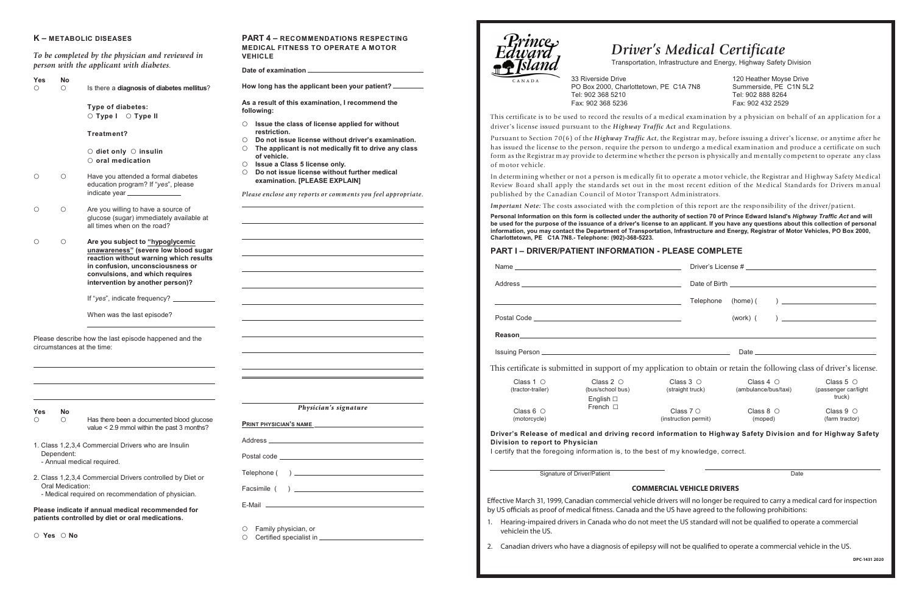## K – METABOLIC DISEASES

*To be completed by the physician and reviewed in person with the applicant with diabetes.*

| Yes | No | |
|---|---|---|
| ○ | ○ | Is there a **diagnosis of diabetes mellitus**? |

**Type of diabetes:**
○ **Type I** ○ **Type II**

**Treatment?**

○ **diet only** ○ **insulin**
○ **oral medication**

| | | |
|---|---|---|
| ○ | ○ | Have you attended a formal diabetes education program? If "*yes*", please indicate year \_\_\_\_\_\_\_\_\_\_ |
| ○ | ○ | Are you willing to have a source of glucose (sugar) immediately available at all times when on the road? |
| ○ | ○ | **Are you subject to "hypoglycemic unawareness" (severe low blood sugar reaction without warning which results in confusion, unconsciousness or convulsions, and which requires intervention by another person)?** |

If "*yes*", indicate frequency? \_\_\_\_\_\_\_\_\_\_

When was the last episode? \_\_\_\_\_\_\_\_\_\_

Please describe how the last episode happened and the circumstances at the time:

\_\_\_\_\_\_\_\_\_\_

| Yes | No | |
|---|---|---|
| ○ | ○ | Has there been a documented blood glucose value < 2.9 mmol within the past 3 months? |

1. Class 1,2,3,4 Commercial Drivers who are Insulin Dependent:
   - Annual medical required.
2. Class 1,2,3,4 Commercial Drivers controlled by Diet or Oral Medication:
   - Medical required on recommendation of physician.

**Please indicate if annual medical recommended for patients controlled by diet or oral medications.**

○ **Yes** ○ **No**

## PART 4 – RECOMMENDATIONS RESPECTING MEDICAL FITNESS TO OPERATE A MOTOR VEHICLE

**Date of examination** \_\_\_\_\_\_\_\_\_\_

**How long has the applicant been your patient?** \_\_\_\_\_\_\_\_\_\_

**As a result of this examination, I recommend the following:**

- ○ **Issue the class of license applied for without restriction.**
- ○ **Do not issue license without driver's examination.**
- ○ **The applicant is not medically fit to drive any class of vehicle.**
- ○ **Issue a Class 5 license only.**
- ○ **Do not issue license without further medical examination. [PLEASE EXPLAIN]**

*Please enclose any reports or comments you feel appropriate.*

\_\_\_\_\_\_\_\_\_\_

*Physician's signature*

**PRINT PHYSICIAN'S NAME** \_\_\_\_\_\_\_\_\_\_

Address \_\_\_\_\_\_\_\_\_\_

Postal code \_\_\_\_\_\_\_\_\_\_

Telephone ( ) \_\_\_\_\_\_\_\_\_\_

Facsimile ( ) \_\_\_\_\_\_\_\_\_\_

E-Mail \_\_\_\_\_\_\_\_\_\_

- ○ Family physician, or
- ○ Certified specialist in \_\_\_\_\_\_\_\_\_\_

Prince Edward Island CANADA

# Driver's Medical Certificate

Transportation, Infrastructure and Energy, Highway Safety Division

33 Riverside Drive
PO Box 2000, Charlottetown, PE C1A 7N8
Tel: 902 368 5210
Fax: 902 368 5236

120 Heather Moyse Drive
Summerside, PE C1N 5L2
Tel: 902 888 8264
Fax: 902 432 2529

This certificate is to be used to record the results of a medical examination by a physician on behalf of an application for a driver's license issued pursuant to the *Highway Traffic Act* and Regulations.

Pursuant to Section 70(6) of the *Highway Traffic Act*, the Registrar may, before issuing a driver's license, or anytime after he has issued the license to the person, require the person to undergo a medical examination and produce a certificate on such form as the Registrar may provide to determine whether the person is physically and mentally competent to operate any class of motor vehicle.

In determining whether or not a person is medically fit to operate a motor vehicle, the Registrar and Highway Safety Medical Review Board shall apply the standards set out in the most recent edition of the Medical Standards for Drivers manual published by the Canadian Council of Motor Transport Administrators.

*Important Note:* The costs associated with the completion of this report are the responsibility of the driver/patient.

**Personal Information on this form is collected under the authority of section 70 of Prince Edward Island's *Highway Traffic Act* and will be used for the purpose of the issuance of a driver's license to an applicant. If you have any questions about this collection of personal information, you may contact the Department of Transportation, Infrastructure and Energy, Registrar of Motor Vehicles, PO Box 2000, Charlottetown, PE C1A 7N8.- Telephone: (902)-368-5223.**

## PART I – DRIVER/PATIENT INFORMATION - PLEASE COMPLETE

Name \_\_\_\_\_\_\_\_\_\_ Driver's License # \_\_\_\_\_\_\_\_\_\_

Address \_\_\_\_\_\_\_\_\_\_ Date of Birth \_\_\_\_\_\_\_\_\_\_

\_\_\_\_\_\_\_\_\_\_ Telephone (home) ( ) \_\_\_\_\_\_\_\_\_\_

Postal Code \_\_\_\_\_\_\_\_\_\_ (work) ( ) \_\_\_\_\_\_\_\_\_\_

**Reason** \_\_\_\_\_\_\_\_\_\_

Issuing Person \_\_\_\_\_\_\_\_\_\_ Date \_\_\_\_\_\_\_\_\_\_

This certificate is submitted in support of my application to obtain or retain the following class of driver's license.

| | | | | |
|---|---|---|---|---|
| Class 1 ○ (tractor-trailer) | Class 2 ○ (bus/school bus) English ☐ French ☐ | Class 3 ○ (straight truck) | Class 4 ○ (ambulance/bus/taxi) | Class 5 ○ (passenger car/light truck) |
| Class 6 ○ (motorcycle) | | Class 7 ○ (instruction permit) | Class 8 ○ (moped) | Class 9 ○ (farm tractor) |

**Driver's Release of medical and driving record information to Highway Safety Division and for Highway Safety Division to report to Physician**

I certify that the foregoing information is, to the best of my knowledge, correct.

\_\_\_\_\_\_\_\_\_\_ Signature of Driver/Patient \_\_\_\_\_\_\_\_\_\_ Date

### COMMERCIAL VEHICLE DRIVERS

Effective March 31, 1999, Canadian commercial vehicle drivers will no longer be required to carry a medical card for inspection by US officials as proof of medical fitness. Canada and the US have agreed to the following prohibitions:

1. Hearing-impaired drivers in Canada who do not meet the US standard will not be qualified to operate a commercial vehiclein the US.
2. Canadian drivers who have a diagnosis of epilepsy will not be qualified to operate a commercial vehicle in the US.

DPC-1431 2020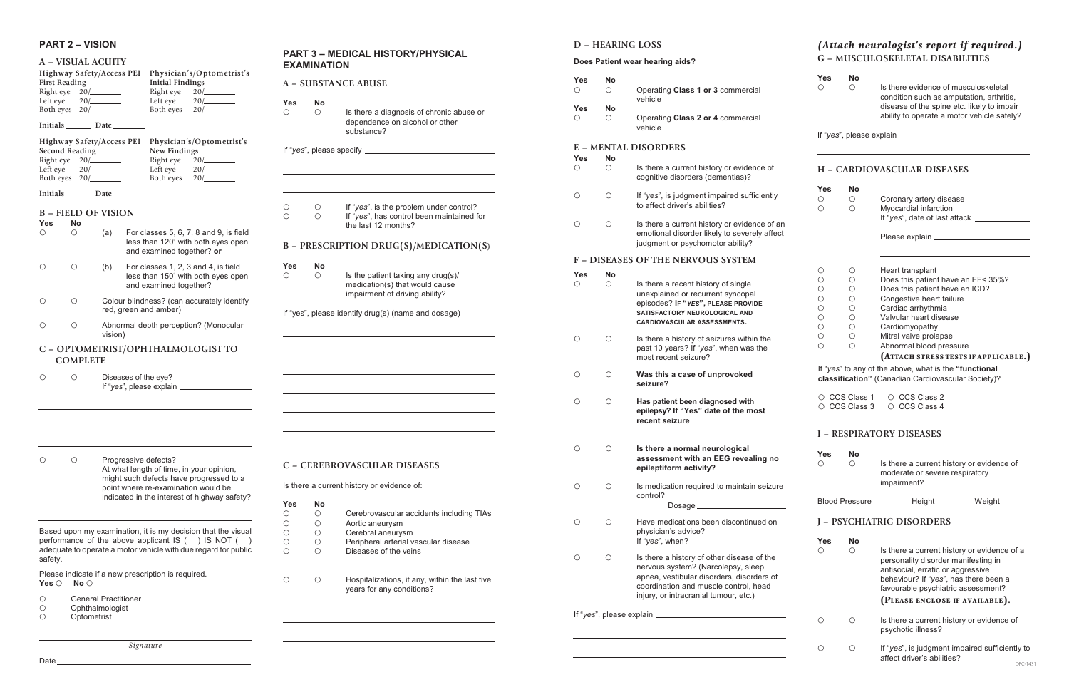## PART 2 – VISION

### A – VISUAL ACUITY

| Highway Safety/Access PEI First Reading | Physician's/Optometrist's Initial Findings |
|---|---|
| Right eye 20/_______ | Right eye 20/_______ |
| Left eye 20/_______ | Left eye 20/_______ |
| Both eyes 20/_______ | Both eyes 20/_______ |

Initials _______ Date _______

| Highway Safety/Access PEI Second Reading | Physician's/Optometrist's New Findings |
|---|---|
| Right eye 20/_______ | Right eye 20/_______ |
| Left eye 20/_______ | Left eye 20/_______ |
| Both eyes 20/_______ | Both eyes 20/_______ |

Initials _______ Date _______

### B – FIELD OF VISION

| Yes | No | |
|---|---|---|
| ○ | ○ | (a) For classes 5, 6, 7, 8 and 9, is field less than 120° with both eyes open and examined together? **or** |
| ○ | ○ | (b) For classes 1, 2, 3 and 4, is field less than 150° with both eyes open and examined together? |
| ○ | ○ | Colour blindness? (can accurately identify red, green and amber) |
| ○ | ○ | Abnormal depth perception? (Monocular vision) |

### C – OPTOMETRIST/OPHTHALMOLOGIST TO COMPLETE

○ ○ Diseases of the eye?
If "*yes*", please explain ___________________

○ ○ Progressive defects?
At what length of time, in your opinion, might such defects have progressed to a point where re-examination would be indicated in the interest of highway safety?

Based upon my examination, it is my decision that the visual performance of the above applicant IS ( ) IS NOT ( ) adequate to operate a motor vehicle with due regard for public safety.

Please indicate if a new prescription is required.
**Yes** ○ **No** ○

○ General Practitioner
○ Ophthalmologist
○ Optometrist

___________________________
*Signature*

Date ___________________________

## PART 3 – MEDICAL HISTORY/PHYSICAL EXAMINATION

### A – SUBSTANCE ABUSE

| Yes | No | |
|---|---|---|
| ○ | ○ | Is there a diagnosis of chronic abuse or dependence on alcohol or other substance? |

If "*yes*", please specify ___________________

| | | |
|---|---|---|
| ○ | ○ | If "*yes*", is the problem under control? |
| ○ | ○ | If "*yes*", has control been maintained for the last 12 months? |

### B – PRESCRIPTION DRUG(S)/MEDICATION(S)

| Yes | No | |
|---|---|---|
| ○ | ○ | Is the patient taking any drug(s)/ medication(s) that would cause impairment of driving ability? |

If "yes", please identify drug(s) (name and dosage) _______

### C – CEREBROVASCULAR DISEASES

Is there a current history or evidence of:

| Yes | No | |
|---|---|---|
| ○ | ○ | Cerebrovascular accidents including TIAs |
| ○ | ○ | Aortic aneurysm |
| ○ | ○ | Cerebral aneurysm |
| ○ | ○ | Peripheral arterial vascular disease |
| ○ | ○ | Diseases of the veins |
| ○ | ○ | Hospitalizations, if any, within the last five years for any conditions? |

### D – HEARING LOSS

**Does Patient wear hearing aids?**

| Yes | No | |
|---|---|---|
| ○ | ○ | Operating **Class 1 or 3** commercial vehicle |
| ○ | ○ | Operating **Class 2 or 4** commercial vehicle |

### E – MENTAL DISORDERS

| Yes | No | |
|---|---|---|
| ○ | ○ | Is there a current history or evidence of cognitive disorders (dementias)? |
| ○ | ○ | If "*yes*", is judgment impaired sufficiently to affect driver's abilities? |
| ○ | ○ | Is there a current history or evidence of an emotional disorder likely to severely affect judgment or psychomotor ability? |

### F – DISEASES OF THE NERVOUS SYSTEM

| Yes | No | |
|---|---|---|
| ○ | ○ | Is there a recent history of single unexplained or recurrent syncopal episodes? **If "*YES*", PLEASE PROVIDE SATISFACTORY NEUROLOGICAL AND CARDIOVASCULAR ASSESSMENTS.** |
| ○ | ○ | Is there a history of seizures within the past 10 years? If "*yes*", when was the most recent seizure? _______________ |
| ○ | ○ | **Was this a case of unprovoked seizure?** |
| ○ | ○ | **Has patient been diagnosed with epilepsy? If "Yes" date of the most recent seizure** _______________ |
| ○ | ○ | **Is there a normal neurological assessment with an EEG revealing no epileptiform activity?** |
| ○ | ○ | Is medication required to maintain seizure control? Dosage _______________ |
| ○ | ○ | Have medications been discontinued on physician's advice? If "*yes*", when? _______________ |
| ○ | ○ | Is there a history of other disease of the nervous system? (Narcolepsy, sleep apnea, vestibular disorders, disorders of coordination and muscle control, head injury, or intracranial tumour, etc.) |

If "*yes*", please explain ___________________

***(Attach neurologist's report if required.)***

### G – MUSCULOSKELETAL DISABILITIES

| Yes | No | |
|---|---|---|
| ○ | ○ | Is there evidence of musculoskeletal condition such as amputation, arthritis, disease of the spine etc. likely to impair ability to operate a motor vehicle safely? |

If "*yes*", please explain ___________________

### H – CARDIOVASCULAR DISEASES

| Yes | No | |
|---|---|---|
| ○ | ○ | Coronary artery disease |
| ○ | ○ | Myocardial infarction<br>If "*yes*", date of last attack _______________<br>Please explain _______________ |
| ○ | ○ | Heart transplant |
| ○ | ○ | Does this patient have an EF≤ 35%? |
| ○ | ○ | Does this patient have an ICD? |
| ○ | ○ | Congestive heart failure |
| ○ | ○ | Cardiac arrhythmia |
| ○ | ○ | Valvular heart disease |
| ○ | ○ | Cardiomyopathy |
| ○ | ○ | Mitral valve prolapse |
| ○ | ○ | Abnormal blood pressure |

**(ATTACH STRESS TESTS IF APPLICABLE.)**

If "*yes*" to any of the above, what is the **"functional classification"** (Canadian Cardiovascular Society)?

○ CCS Class 1 ○ CCS Class 2
○ CCS Class 3 ○ CCS Class 4

### I – RESPIRATORY DISEASES

| Yes | No | |
|---|---|---|
| ○ | ○ | Is there a current history or evidence of moderate or severe respiratory impairment? |

| Blood Pressure | Height | Weight |
|---|---|---|
| | | |

### J – PSYCHIATRIC DISORDERS

| Yes | No | |
|---|---|---|
| ○ | ○ | Is there a current history or evidence of a personality disorder manifesting in antisocial, erratic or aggressive behaviour? If "*yes*", has there been a favourable psychiatric assessment? **(PLEASE ENCLOSE IF AVAILABLE).** |
| ○ | ○ | Is there a current history or evidence of psychotic illness? |
| ○ | ○ | If "*yes*", is judgment impaired sufficiently to affect driver's abilities? |

DPC-1431